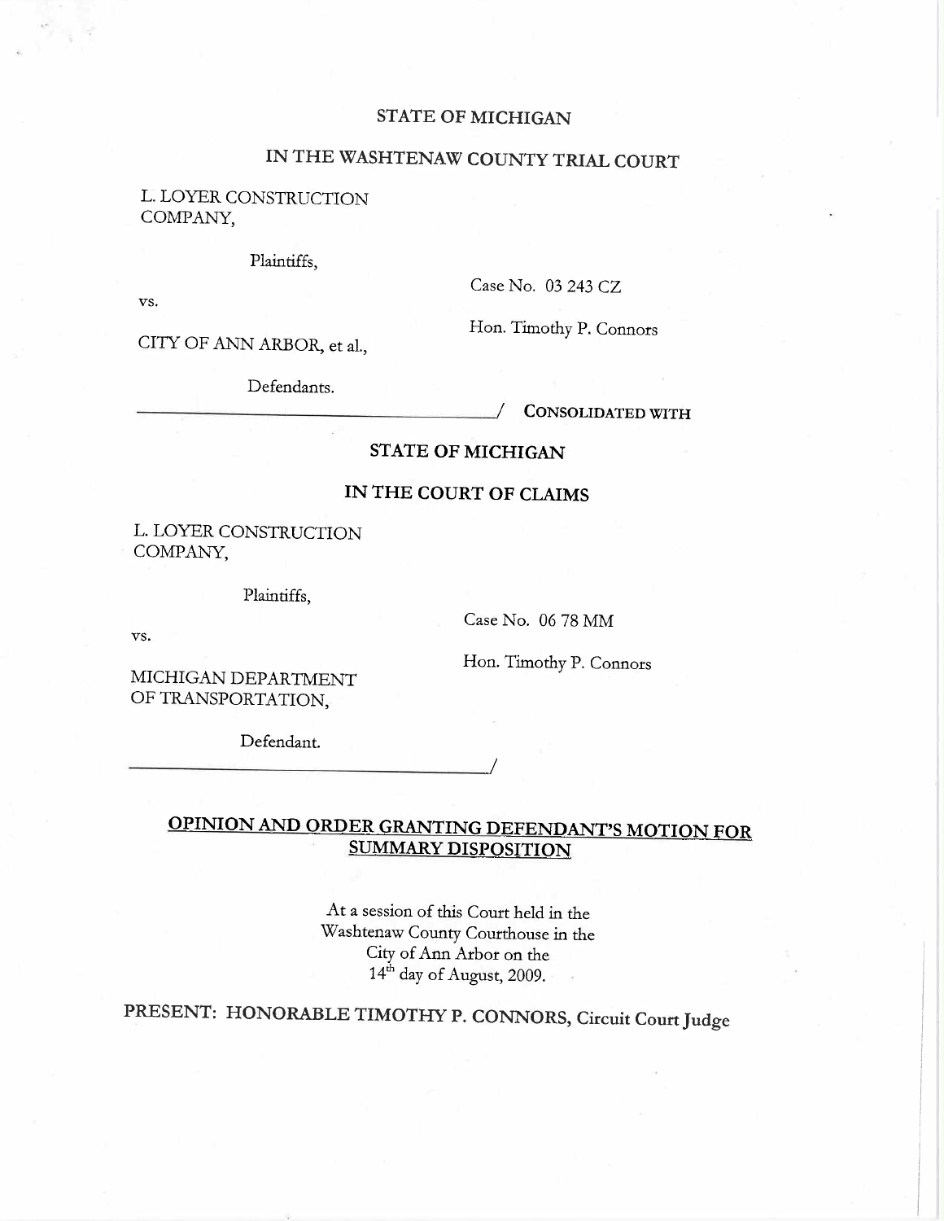STATE OF MICHIGAN

IN THE WASHTENAW COUNTY TRIAL COURT

L. LOYER CONSTRUCTION COMPANY,

Plaintiffs,

vs.

Case No. 03 243 CZ

Hon. Timothy P. Connors

CITY OF ANN ARBOR, et al.,

Defendants.

______________________________________/ **CONSOLIDATED WITH**

**STATE OF MICHIGAN**

**IN THE COURT OF CLAIMS**

L. LOYER CONSTRUCTION COMPANY,

Plaintiffs,

vs.

Case No. 06 78 MM

Hon. Timothy P. Connors

MICHIGAN DEPARTMENT OF TRANSPORTATION,

Defendant.

______________________________________/

## **OPINION AND ORDER GRANTING DEFENDANT'S MOTION FOR SUMMARY DISPOSITION**

At a session of this Court held in the Washtenaw County Courthouse in the City of Ann Arbor on the 14th day of August, 2009.

PRESENT: HONORABLE TIMOTHY P. CONNORS, Circuit Court Judge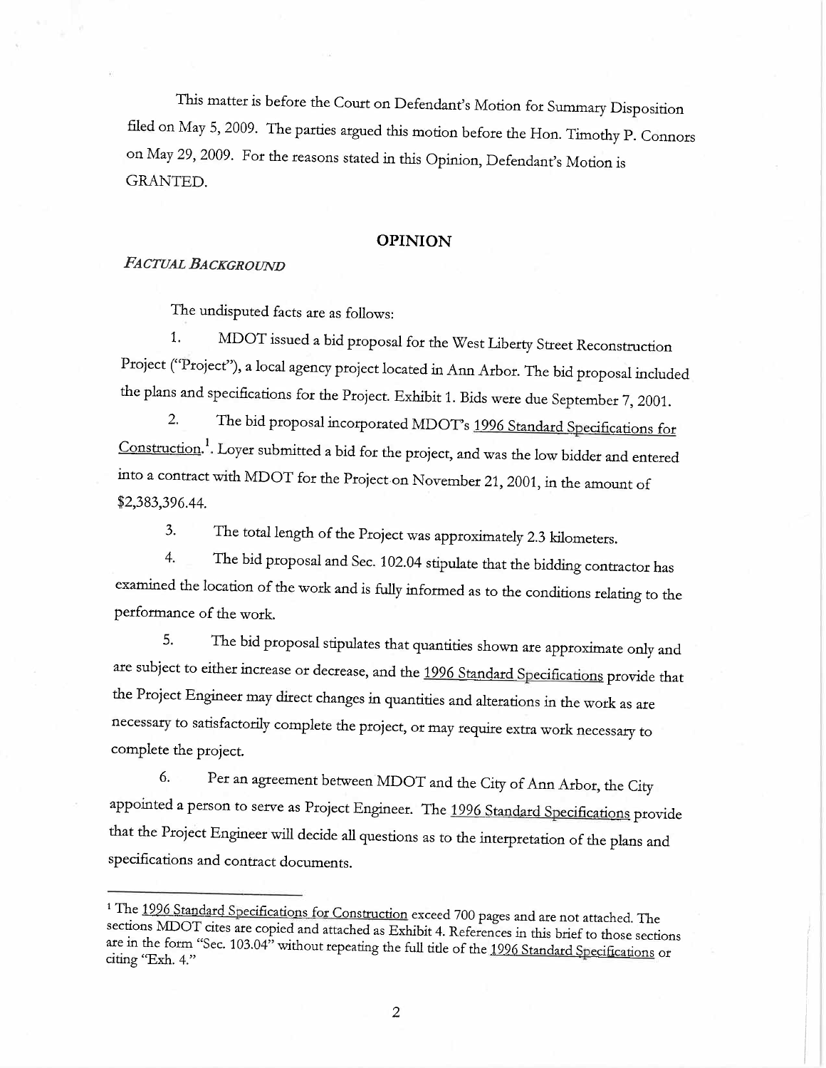This matter is before the Court on Defendant's Motion for Summary Disposition filed on May 5, 2009. The parties argued this motion before the Hon. Timothy P. Connors on May 29, 2009. For the reasons stated in this Opinion, Defendant's Motion is GRANTED.

## OPINION

### *FACTUAL BACKGROUND*

The undisputed facts are as follows:

1. MDOT issued a bid proposal for the West Liberty Street Reconstruction Project ("Project"), a local agency project located in Ann Arbor. The bid proposal included the plans and specifications for the Project. Exhibit 1. Bids were due September 7, 2001.

2. The bid proposal incorporated MDOT's 1996 Standard Specifications for Construction.[1]. Loyer submitted a bid for the project, and was the low bidder and entered into a contract with MDOT for the Project on November 21, 2001, in the amount of $2,383,396.44.

3. The total length of the Project was approximately 2.3 kilometers.

4. The bid proposal and Sec. 102.04 stipulate that the bidding contractor has examined the location of the work and is fully informed as to the conditions relating to the performance of the work.

5. The bid proposal stipulates that quantities shown are approximate only and are subject to either increase or decrease, and the 1996 Standard Specifications provide that the Project Engineer may direct changes in quantities and alterations in the work as are necessary to satisfactorily complete the project, or may require extra work necessary to complete the project.

6. Per an agreement between MDOT and the City of Ann Arbor, the City appointed a person to serve as Project Engineer. The 1996 Standard Specifications provide that the Project Engineer will decide all questions as to the interpretation of the plans and specifications and contract documents.

---

[1] The 1996 Standard Specifications for Construction exceed 700 pages and are not attached. The sections MDOT cites are copied and attached as Exhibit 4. References in this brief to those sections are in the form "Sec. 103.04" without repeating the full title of the 1996 Standard Specifications or citing "Exh. 4."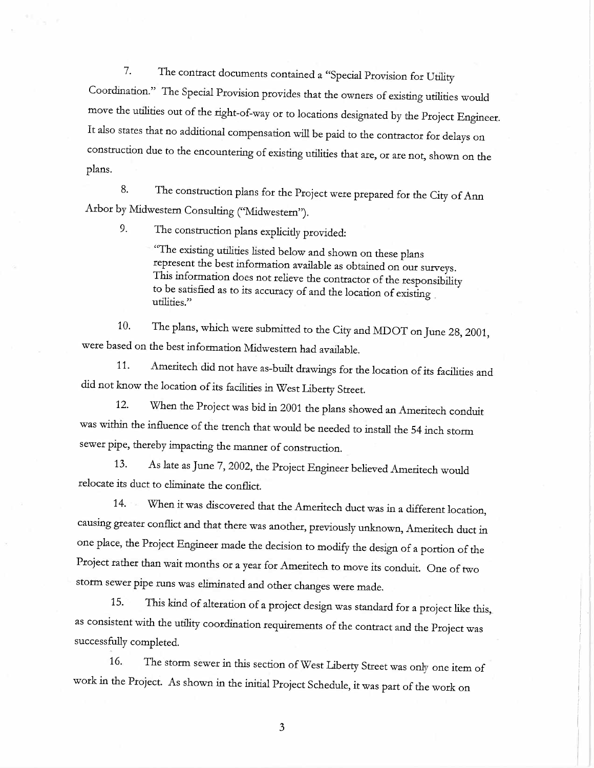7. The contract documents contained a "Special Provision for Utility Coordination." The Special Provision provides that the owners of existing utilities would move the utilities out of the right-of-way or to locations designated by the Project Engineer. It also states that no additional compensation will be paid to the contractor for delays on construction due to the encountering of existing utilities that are, or are not, shown on the plans.

8. The construction plans for the Project were prepared for the City of Ann Arbor by Midwestern Consulting ("Midwestern").

9. The construction plans explicitly provided:

> "The existing utilities listed below and shown on these plans represent the best information available as obtained on our surveys. This information does not relieve the contractor of the responsibility to be satisfied as to its accuracy of and the location of existing utilities."

10. The plans, which were submitted to the City and MDOT on June 28, 2001, were based on the best information Midwestern had available.

11. Ameritech did not have as-built drawings for the location of its facilities and did not know the location of its facilities in West Liberty Street.

12. When the Project was bid in 2001 the plans showed an Ameritech conduit was within the influence of the trench that would be needed to install the 54 inch storm sewer pipe, thereby impacting the manner of construction.

13. As late as June 7, 2002, the Project Engineer believed Ameritech would relocate its duct to eliminate the conflict.

14. When it was discovered that the Ameritech duct was in a different location, causing greater conflict and that there was another, previously unknown, Ameritech duct in one place, the Project Engineer made the decision to modify the design of a portion of the Project rather than wait months or a year for Ameritech to move its conduit. One of two storm sewer pipe runs was eliminated and other changes were made.

15. This kind of alteration of a project design was standard for a project like this, as consistent with the utility coordination requirements of the contract and the Project was successfully completed.

16. The storm sewer in this section of West Liberty Street was only one item of work in the Project. As shown in the initial Project Schedule, it was part of the work on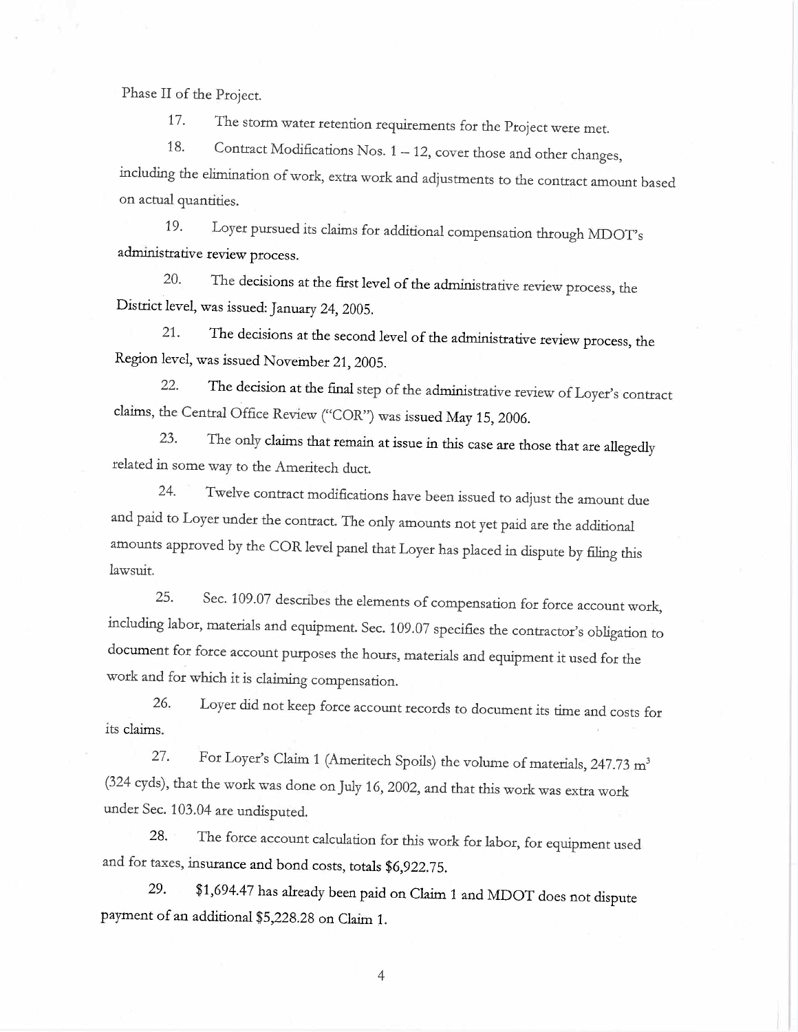Phase II of the Project.

17. The storm water retention requirements for the Project were met.

18. Contract Modifications Nos. 1 – 12, cover those and other changes, including the elimination of work, extra work and adjustments to the contract amount based on actual quantities.

19. Loyer pursued its claims for additional compensation through MDOT's administrative review process.

20. The decisions at the first level of the administrative review process, the District level, was issued: January 24, 2005.

21. The decisions at the second level of the administrative review process, the Region level, was issued November 21, 2005.

22. The decision at the final step of the administrative review of Loyer's contract claims, the Central Office Review ("COR") was issued May 15, 2006.

23. The only claims that remain at issue in this case are those that are allegedly related in some way to the Ameritech duct.

24. Twelve contract modifications have been issued to adjust the amount due and paid to Loyer under the contract. The only amounts not yet paid are the additional amounts approved by the COR level panel that Loyer has placed in dispute by filing this lawsuit.

25. Sec. 109.07 describes the elements of compensation for force account work, including labor, materials and equipment. Sec. 109.07 specifies the contractor's obligation to document for force account purposes the hours, materials and equipment it used for the work and for which it is claiming compensation.

26. Loyer did not keep force account records to document its time and costs for its claims.

27. For Loyer's Claim 1 (Ameritech Spoils) the volume of materials, 247.73 $m^3$ (324 cyds), that the work was done on July 16, 2002, and that this work was extra work under Sec. 103.04 are undisputed.

28. The force account calculation for this work for labor, for equipment used and for taxes, insurance and bond costs, totals $6,922.75.

29. $1,694.47 has already been paid on Claim 1 and MDOT does not dispute payment of an additional $5,228.28 on Claim 1.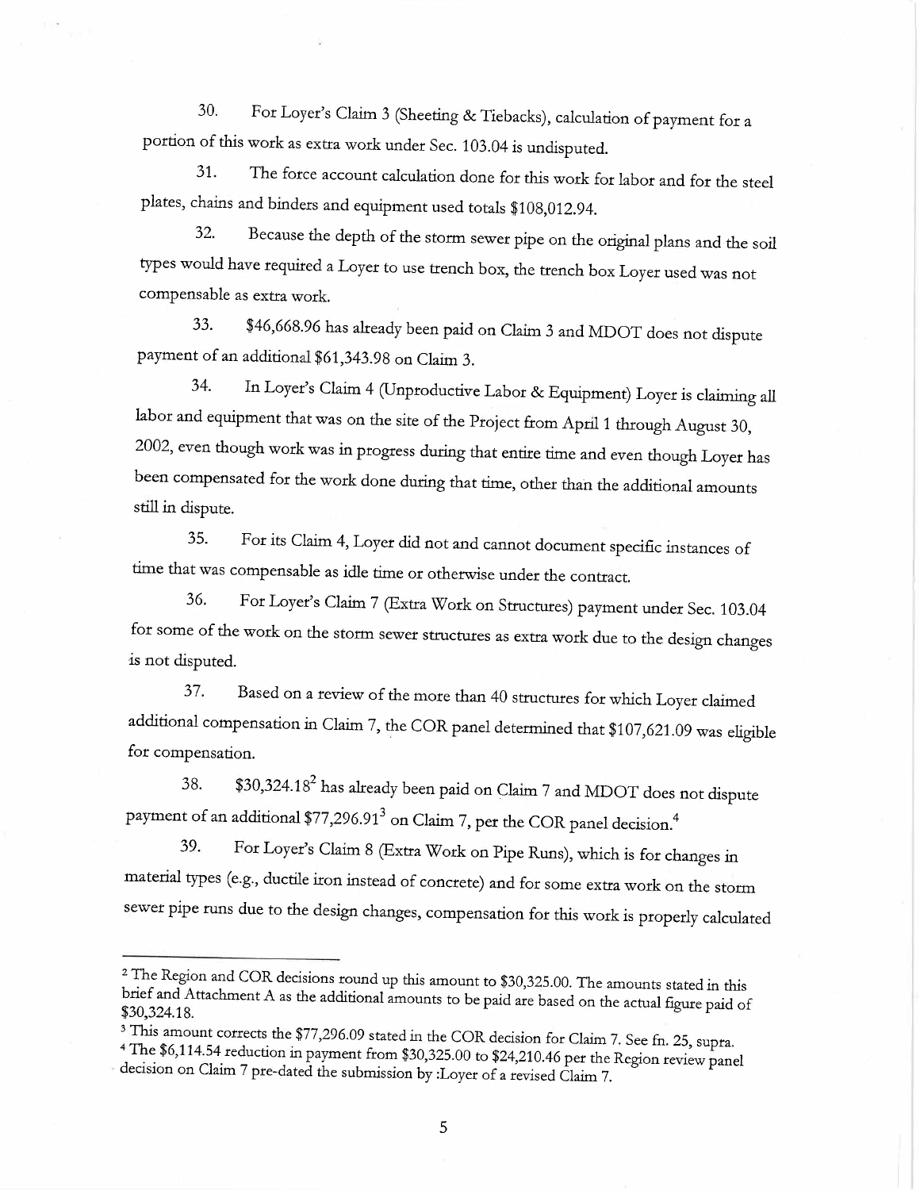30. For Loyer's Claim 3 (Sheeting & Tiebacks), calculation of payment for a portion of this work as extra work under Sec. 103.04 is undisputed.

31. The force account calculation done for this work for labor and for the steel plates, chains and binders and equipment used totals $108,012.94.

32. Because the depth of the storm sewer pipe on the original plans and the soil types would have required a Loyer to use trench box, the trench box Loyer used was not compensable as extra work.

33. $46,668.96 has already been paid on Claim 3 and MDOT does not dispute payment of an additional $61,343.98 on Claim 3.

34. In Loyer's Claim 4 (Unproductive Labor & Equipment) Loyer is claiming all labor and equipment that was on the site of the Project from April 1 through August 30, 2002, even though work was in progress during that entire time and even though Loyer has been compensated for the work done during that time, other than the additional amounts still in dispute.

35. For its Claim 4, Loyer did not and cannot document specific instances of time that was compensable as idle time or otherwise under the contract.

36. For Loyer's Claim 7 (Extra Work on Structures) payment under Sec. 103.04 for some of the work on the storm sewer structures as extra work due to the design changes is not disputed.

37. Based on a review of the more than 40 structures for which Loyer claimed additional compensation in Claim 7, the COR panel determined that $107,621.09 was eligible for compensation.

38. $30,324.18[2] has already been paid on Claim 7 and MDOT does not dispute payment of an additional $77,296.91[3] on Claim 7, per the COR panel decision.[4]

39. For Loyer's Claim 8 (Extra Work on Pipe Runs), which is for changes in material types (e.g., ductile iron instead of concrete) and for some extra work on the storm sewer pipe runs due to the design changes, compensation for this work is properly calculated

---

[2] The Region and COR decisions round up this amount to $30,325.00. The amounts stated in this brief and Attachment A as the additional amounts to be paid are based on the actual figure paid of $30,324.18.

[3] This amount corrects the $77,296.09 stated in the COR decision for Claim 7. See fn. 25, supra.

[4] The $6,114.54 reduction in payment from $30,325.00 to $24,210.46 per the Region review panel decision on Claim 7 pre-dated the submission by :Loyer of a revised Claim 7.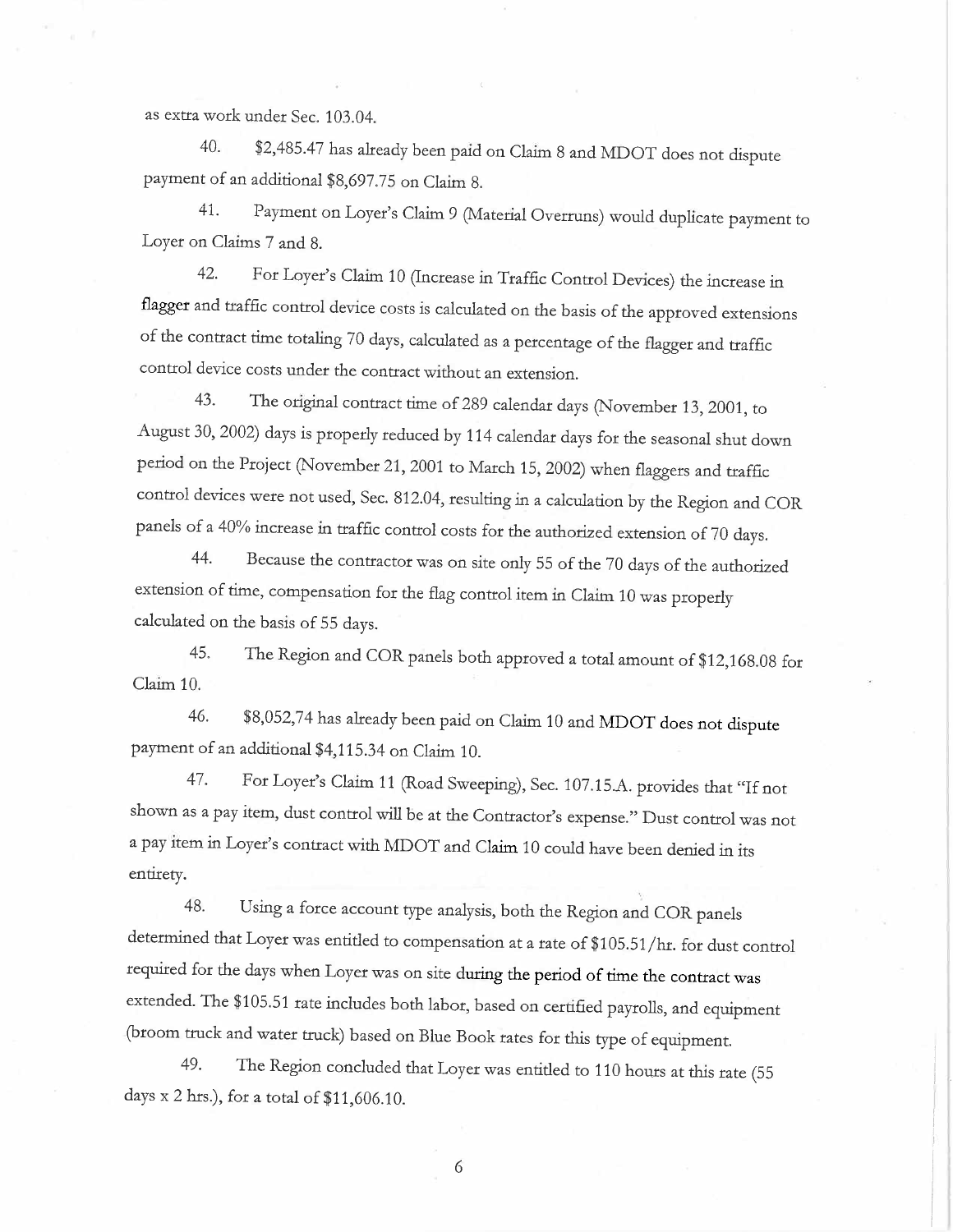as extra work under Sec. 103.04.

40. $2,485.47 has already been paid on Claim 8 and MDOT does not dispute payment of an additional $8,697.75 on Claim 8.

41. Payment on Loyer's Claim 9 (Material Overruns) would duplicate payment to Loyer on Claims 7 and 8.

42. For Loyer's Claim 10 (Increase in Traffic Control Devices) the increase in flagger and traffic control device costs is calculated on the basis of the approved extensions of the contract time totaling 70 days, calculated as a percentage of the flagger and traffic control device costs under the contract without an extension.

43. The original contract time of 289 calendar days (November 13, 2001, to August 30, 2002) days is properly reduced by 114 calendar days for the seasonal shut down period on the Project (November 21, 2001 to March 15, 2002) when flaggers and traffic control devices were not used, Sec. 812.04, resulting in a calculation by the Region and COR panels of a 40% increase in traffic control costs for the authorized extension of 70 days.

44. Because the contractor was on site only 55 of the 70 days of the authorized extension of time, compensation for the flag control item in Claim 10 was properly calculated on the basis of 55 days.

45. The Region and COR panels both approved a total amount of $12,168.08 for Claim 10.

46. $8,052,74 has already been paid on Claim 10 and MDOT does not dispute payment of an additional $4,115.34 on Claim 10.

47. For Loyer's Claim 11 (Road Sweeping), Sec. 107.15.A. provides that "If not shown as a pay item, dust control will be at the Contractor's expense." Dust control was not a pay item in Loyer's contract with MDOT and Claim 10 could have been denied in its entirety.

48. Using a force account type analysis, both the Region and COR panels determined that Loyer was entitled to compensation at a rate of $105.51/hr. for dust control required for the days when Loyer was on site during the period of time the contract was extended. The $105.51 rate includes both labor, based on certified payrolls, and equipment (broom truck and water truck) based on Blue Book rates for this type of equipment.

49. The Region concluded that Loyer was entitled to 110 hours at this rate (55 days x 2 hrs.), for a total of $11,606.10.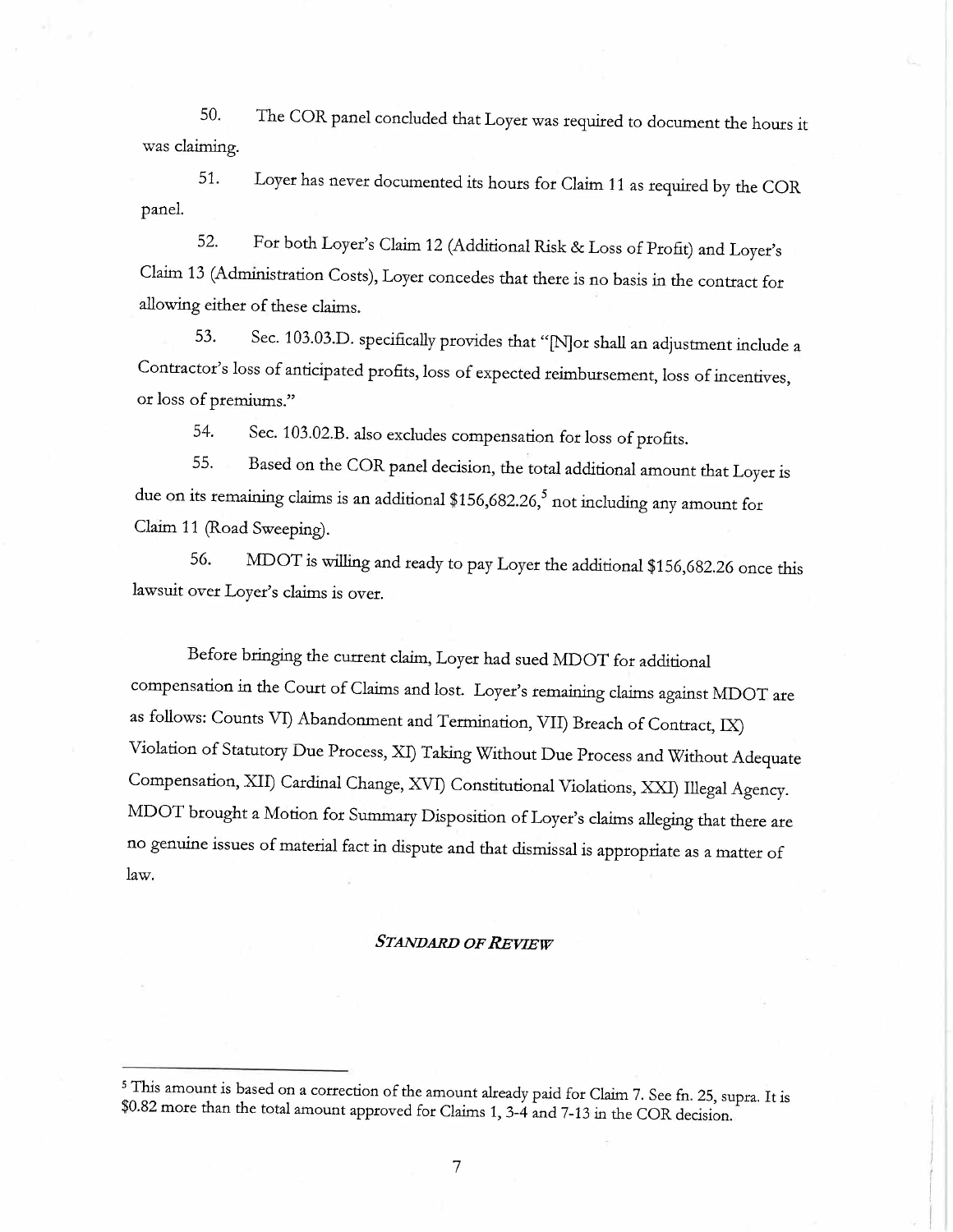50. The COR panel concluded that Loyer was required to document the hours it was claiming.

51. Loyer has never documented its hours for Claim 11 as required by the COR panel.

52. For both Loyer's Claim 12 (Additional Risk & Loss of Profit) and Loyer's Claim 13 (Administration Costs), Loyer concedes that there is no basis in the contract for allowing either of these claims.

53. Sec. 103.03.D. specifically provides that "[N]or shall an adjustment include a Contractor's loss of anticipated profits, loss of expected reimbursement, loss of incentives, or loss of premiums."

54. Sec. 103.02.B. also excludes compensation for loss of profits.

55. Based on the COR panel decision, the total additional amount that Loyer is due on its remaining claims is an additional $156,682.26,[5] not including any amount for Claim 11 (Road Sweeping).

56. MDOT is willing and ready to pay Loyer the additional $156,682.26 once this lawsuit over Loyer's claims is over.

Before bringing the current claim, Loyer had sued MDOT for additional compensation in the Court of Claims and lost. Loyer's remaining claims against MDOT are as follows: Counts VI) Abandonment and Termination, VII) Breach of Contract, IX) Violation of Statutory Due Process, XI) Taking Without Due Process and Without Adequate Compensation, XII) Cardinal Change, XVI) Constitutional Violations, XXI) Illegal Agency. MDOT brought a Motion for Summary Disposition of Loyer's claims alleging that there are no genuine issues of material fact in dispute and that dismissal is appropriate as a matter of law.

## *STANDARD OF REVIEW*

---

[5] This amount is based on a correction of the amount already paid for Claim 7. See fn. 25, supra. It is $0.82 more than the total amount approved for Claims 1, 3-4 and 7-13 in the COR decision.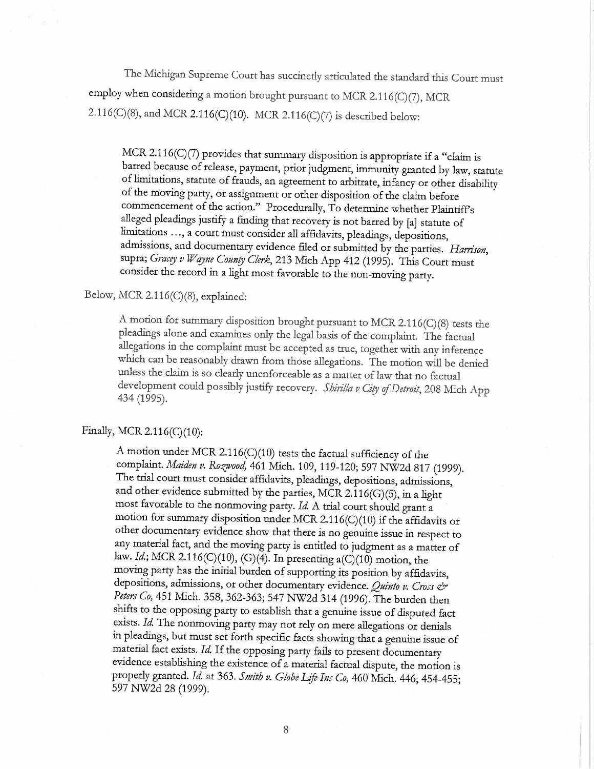The Michigan Supreme Court has succinctly articulated the standard this Court must employ when considering a motion brought pursuant to MCR 2.116(C)(7), MCR 2.116(C)(8), and MCR 2.116(C)(10). MCR 2.116(C)(7) is described below:

> MCR 2.116(C)(7) provides that summary disposition is appropriate if a "claim is barred because of release, payment, prior judgment, immunity granted by law, statute of limitations, statute of frauds, an agreement to arbitrate, infancy or other disability of the moving party, or assignment or other disposition of the claim before commencement of the action." Procedurally, To determine whether Plaintiff's alleged pleadings justify a finding that recovery is not barred by [a] statute of limitations ..., a court must consider all affidavits, pleadings, depositions, admissions, and documentary evidence filed or submitted by the parties. *Harrison*, supra; *Gracey v Wayne County Clerk*, 213 Mich App 412 (1995). This Court must consider the record in a light most favorable to the non-moving party.

Below, MCR 2.116(C)(8), explained:

> A motion for summary disposition brought pursuant to MCR 2.116(C)(8) tests the pleadings alone and examines only the legal basis of the complaint. The factual allegations in the complaint must be accepted as true, together with any inference which can be reasonably drawn from those allegations. The motion will be denied unless the claim is so clearly unenforceable as a matter of law that no factual development could possibly justify recovery. *Shirilla v City of Detroit*, 208 Mich App 434 (1995).

Finally, MCR 2.116(C)(10):

> A motion under MCR 2.116(C)(10) tests the factual sufficiency of the complaint. *Maiden v. Rozwood,* 461 Mich. 109, 119-120; 597 NW2d 817 (1999). The trial court must consider affidavits, pleadings, depositions, admissions, and other evidence submitted by the parties, MCR 2.116(G)(5), in a light most favorable to the nonmoving party. *Id.* A trial court should grant a motion for summary disposition under MCR 2.116(C)(10) if the affidavits or other documentary evidence show that there is no genuine issue in respect to any material fact, and the moving party is entitled to judgment as a matter of law. *Id.*; MCR 2.116(C)(10), (G)(4). In presenting a(C)(10) motion, the moving party has the initial burden of supporting its position by affidavits, depositions, admissions, or other documentary evidence. *Quinto v. Cross & Peters Co,* 451 Mich. 358, 362-363; 547 NW2d 314 (1996). The burden then shifts to the opposing party to establish that a genuine issue of disputed fact exists. *Id.* The nonmoving party may not rely on mere allegations or denials in pleadings, but must set forth specific facts showing that a genuine issue of material fact exists. *Id.* If the opposing party fails to present documentary evidence establishing the existence of a material factual dispute, the motion is properly granted. *Id.* at 363. *Smith v. Globe Life Ins Co,* 460 Mich. 446, 454-455; 597 NW2d 28 (1999).